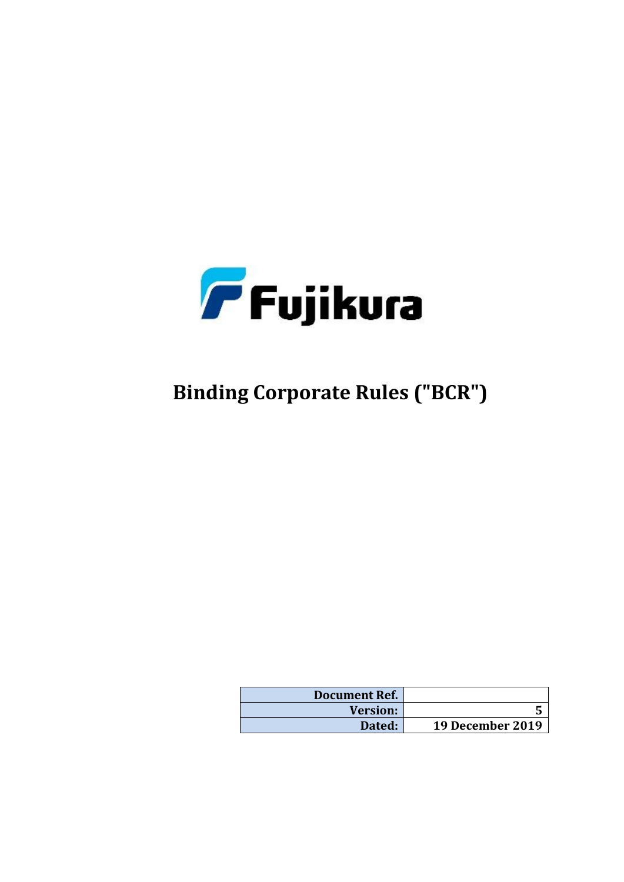Fujikura

# Binding Corporate Rules ("BCR")

| | |
|---|---|
| **Document Ref.** | |
| **Version:** | **5** |
| **Dated:** | **19 December 2019** |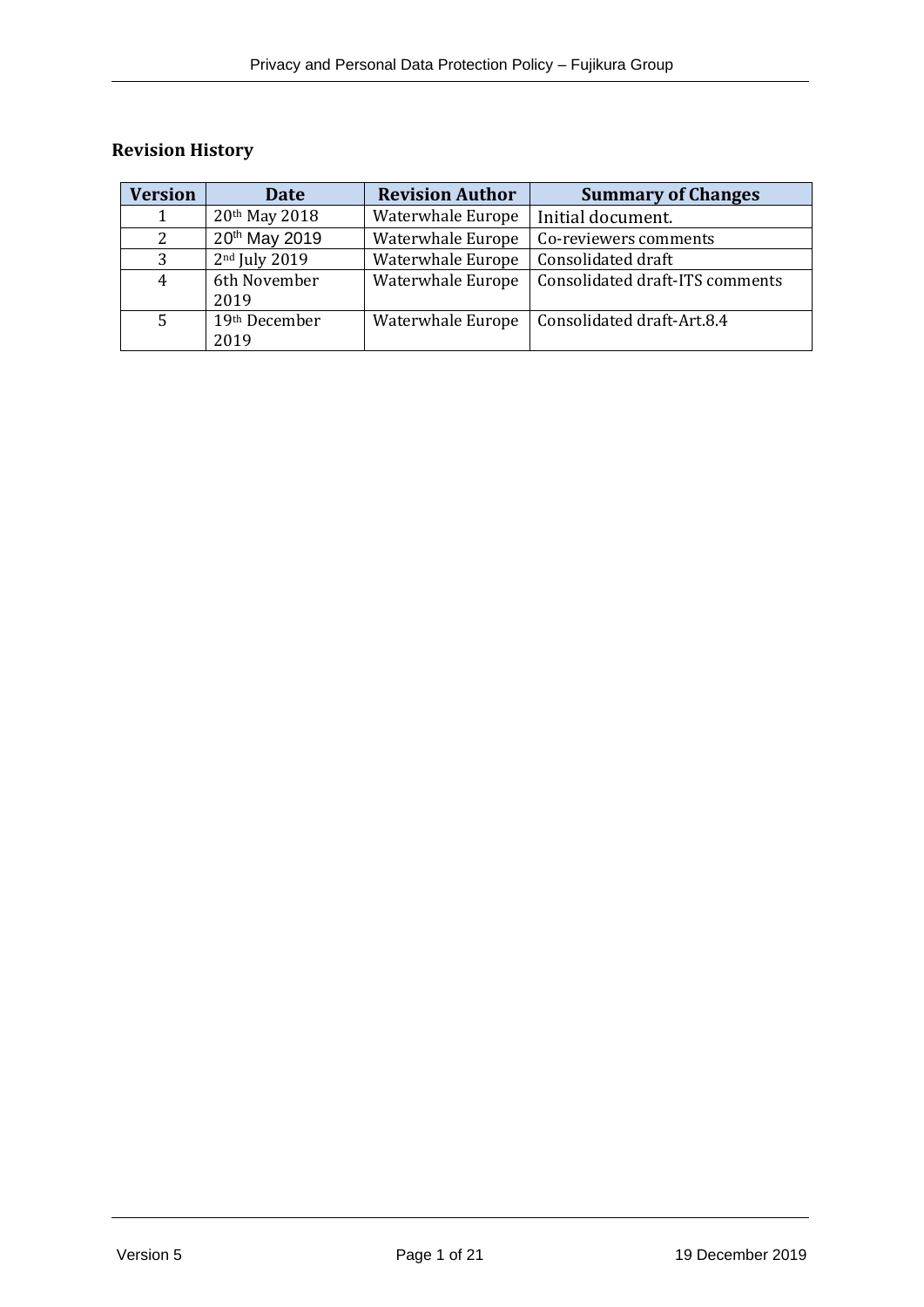## Revision History

| Version | Date | Revision Author | Summary of Changes |
|---|---|---|---|
| 1 | 20th May 2018 | Waterwhale Europe | Initial document. |
| 2 | 20th May 2019 | Waterwhale Europe | Co-reviewers comments |
| 3 | 2nd July 2019 | Waterwhale Europe | Consolidated draft |
| 4 | 6th November 2019 | Waterwhale Europe | Consolidated draft-ITS comments |
| 5 | 19th December 2019 | Waterwhale Europe | Consolidated draft-Art.8.4 |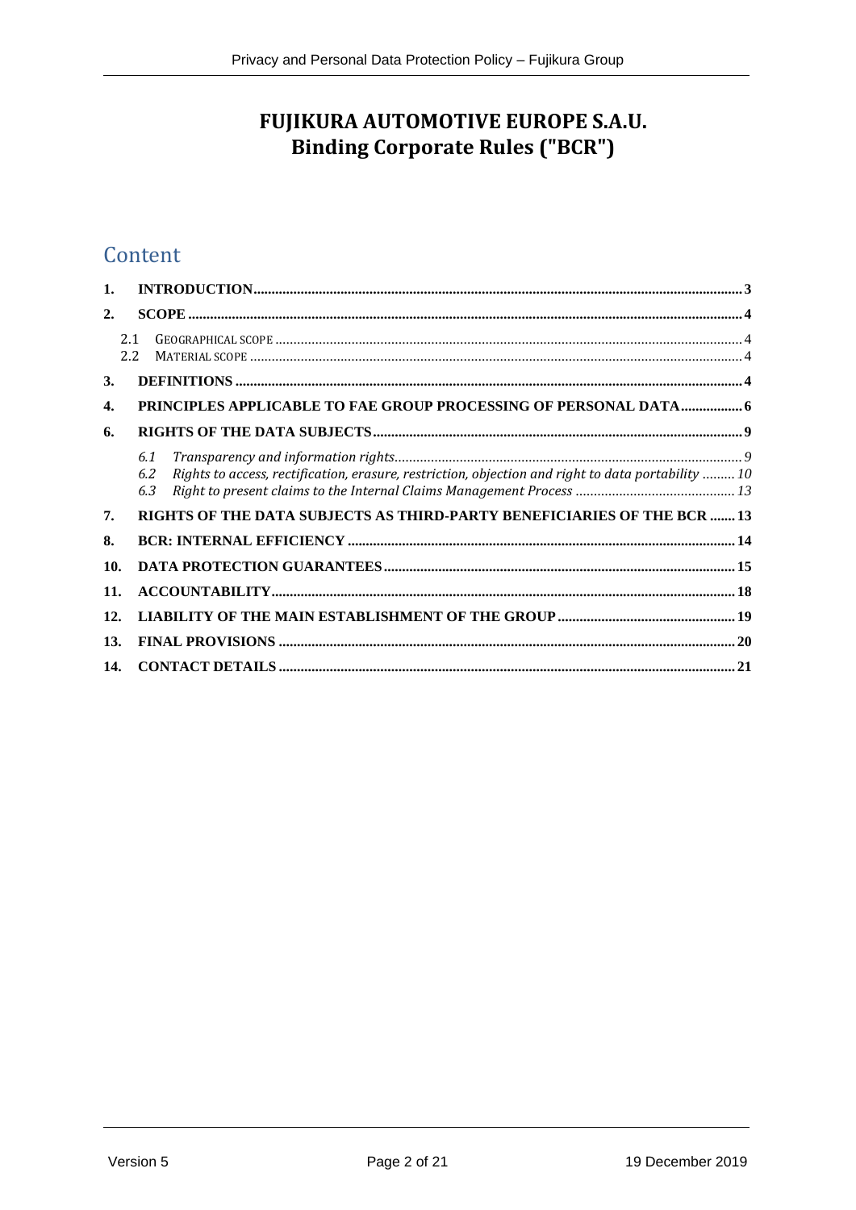# FUJIKURA AUTOMOTIVE EUROPE S.A.U.
# Binding Corporate Rules ("BCR")

## Content

1. **INTRODUCTION** ... 3
2. **SCOPE** ... 4
   - 2.1 GEOGRAPHICAL SCOPE ... 4
   - 2.2 MATERIAL SCOPE ... 4
3. **DEFINITIONS** ... 4
4. **PRINCIPLES APPLICABLE TO FAE GROUP PROCESSING OF PERSONAL DATA** ... 6
6. **RIGHTS OF THE DATA SUBJECTS** ... 9
   - 6.1 *Transparency and information rights* ... 9
   - 6.2 *Rights to access, rectification, erasure, restriction, objection and right to data portability* ... 10
   - 6.3 *Right to present claims to the Internal Claims Management Process* ... 13
7. **RIGHTS OF THE DATA SUBJECTS AS THIRD-PARTY BENEFICIARIES OF THE BCR** ... 13
8. **BCR: INTERNAL EFFICIENCY** ... 14
10. **DATA PROTECTION GUARANTEES** ... 15
11. **ACCOUNTABILITY** ... 18
12. **LIABILITY OF THE MAIN ESTABLISHMENT OF THE GROUP** ... 19
13. **FINAL PROVISIONS** ... 20
14. **CONTACT DETAILS** ... 21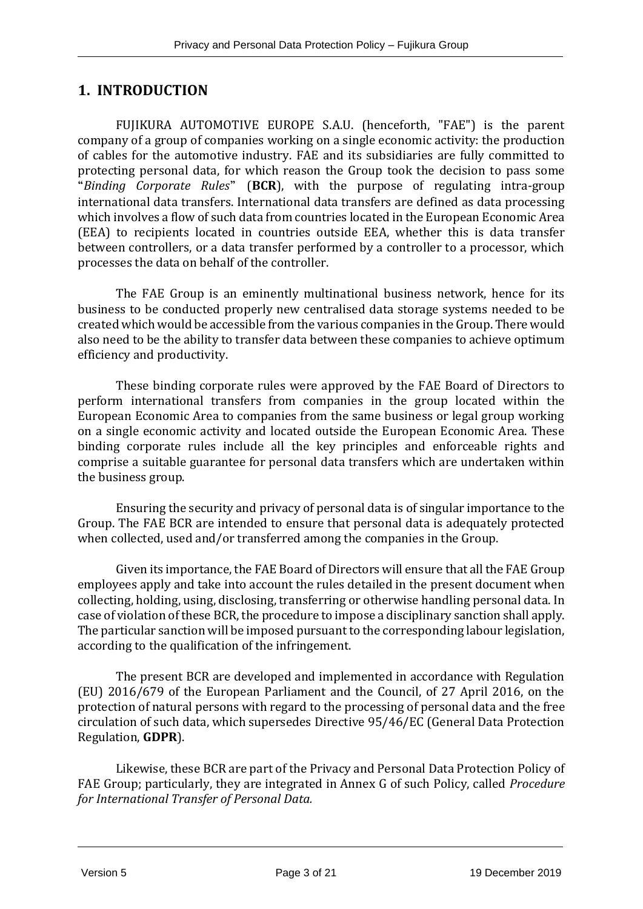# 1. INTRODUCTION

FUJIKURA AUTOMOTIVE EUROPE S.A.U. (henceforth, "FAE") is the parent company of a group of companies working on a single economic activity: the production of cables for the automotive industry. FAE and its subsidiaries are fully committed to protecting personal data, for which reason the Group took the decision to pass some "*Binding Corporate Rules*" (**BCR**), with the purpose of regulating intra-group international data transfers. International data transfers are defined as data processing which involves a flow of such data from countries located in the European Economic Area (EEA) to recipients located in countries outside EEA, whether this is data transfer between controllers, or a data transfer performed by a controller to a processor, which processes the data on behalf of the controller.

The FAE Group is an eminently multinational business network, hence for its business to be conducted properly new centralised data storage systems needed to be created which would be accessible from the various companies in the Group. There would also need to be the ability to transfer data between these companies to achieve optimum efficiency and productivity.

These binding corporate rules were approved by the FAE Board of Directors to perform international transfers from companies in the group located within the European Economic Area to companies from the same business or legal group working on a single economic activity and located outside the European Economic Area. These binding corporate rules include all the key principles and enforceable rights and comprise a suitable guarantee for personal data transfers which are undertaken within the business group.

Ensuring the security and privacy of personal data is of singular importance to the Group. The FAE BCR are intended to ensure that personal data is adequately protected when collected, used and/or transferred among the companies in the Group.

Given its importance, the FAE Board of Directors will ensure that all the FAE Group employees apply and take into account the rules detailed in the present document when collecting, holding, using, disclosing, transferring or otherwise handling personal data. In case of violation of these BCR, the procedure to impose a disciplinary sanction shall apply. The particular sanction will be imposed pursuant to the corresponding labour legislation, according to the qualification of the infringement.

The present BCR are developed and implemented in accordance with Regulation (EU) 2016/679 of the European Parliament and the Council, of 27 April 2016, on the protection of natural persons with regard to the processing of personal data and the free circulation of such data, which supersedes Directive 95/46/EC (General Data Protection Regulation, **GDPR**).

Likewise, these BCR are part of the Privacy and Personal Data Protection Policy of FAE Group; particularly, they are integrated in Annex G of such Policy, called *Procedure for International Transfer of Personal Data.*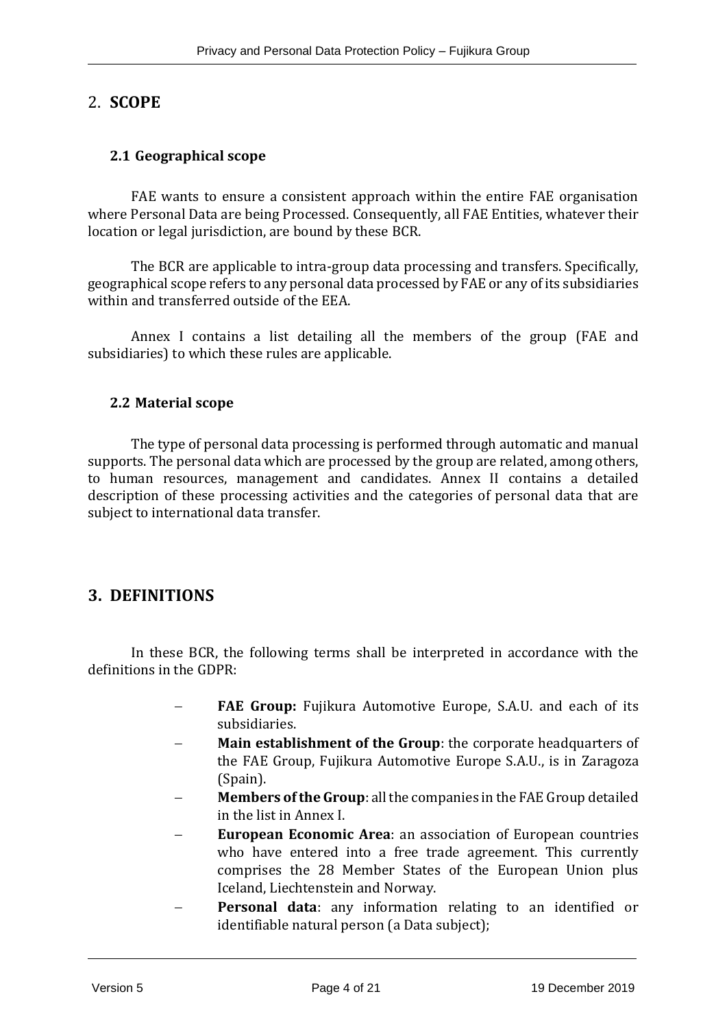## 2. **SCOPE**

### **2.1 Geographical scope**

FAE wants to ensure a consistent approach within the entire FAE organisation where Personal Data are being Processed. Consequently, all FAE Entities, whatever their location or legal jurisdiction, are bound by these BCR.

The BCR are applicable to intra-group data processing and transfers. Specifically, geographical scope refers to any personal data processed by FAE or any of its subsidiaries within and transferred outside of the EEA.

Annex I contains a list detailing all the members of the group (FAE and subsidiaries) to which these rules are applicable.

### **2.2 Material scope**

The type of personal data processing is performed through automatic and manual supports. The personal data which are processed by the group are related, among others, to human resources, management and candidates. Annex II contains a detailed description of these processing activities and the categories of personal data that are subject to international data transfer.

## **3. DEFINITIONS**

In these BCR, the following terms shall be interpreted in accordance with the definitions in the GDPR:

- **FAE Group:** Fujikura Automotive Europe, S.A.U. and each of its subsidiaries.
- **Main establishment of the Group**: the corporate headquarters of the FAE Group, Fujikura Automotive Europe S.A.U., is in Zaragoza (Spain).
- **Members of the Group**: all the companies in the FAE Group detailed in the list in Annex I.
- **European Economic Area**: an association of European countries who have entered into a free trade agreement. This currently comprises the 28 Member States of the European Union plus Iceland, Liechtenstein and Norway.
- **Personal data**: any information relating to an identified or identifiable natural person (a Data subject);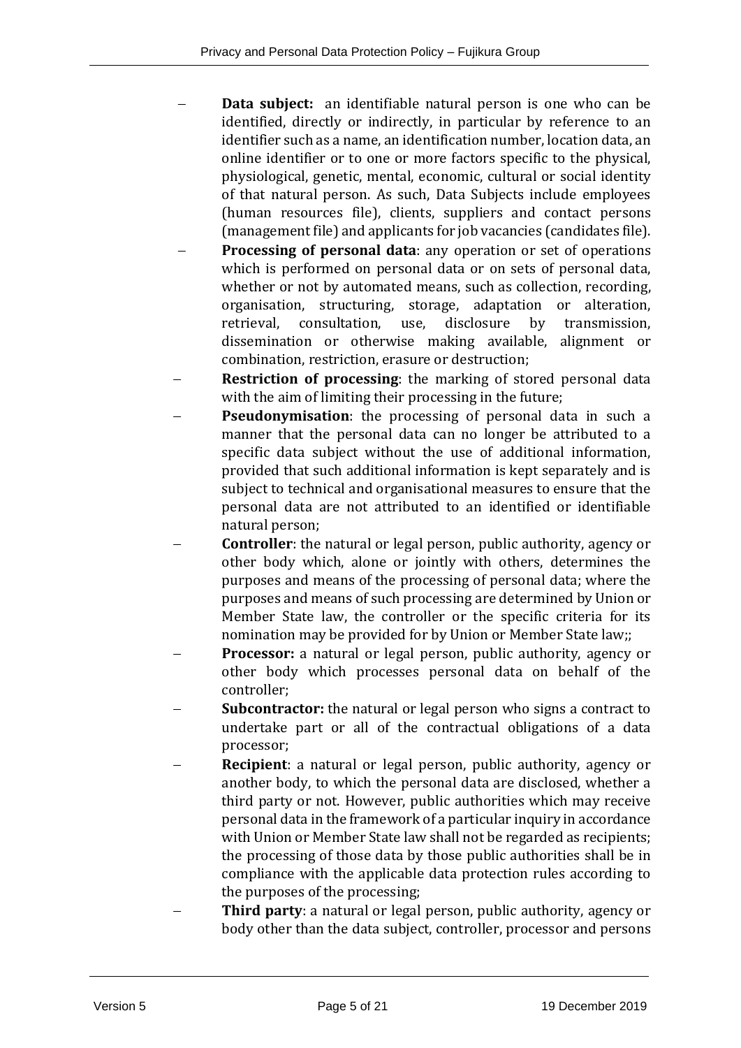- **Data subject:** an identifiable natural person is one who can be identified, directly or indirectly, in particular by reference to an identifier such as a name, an identification number, location data, an online identifier or to one or more factors specific to the physical, physiological, genetic, mental, economic, cultural or social identity of that natural person. As such, Data Subjects include employees (human resources file), clients, suppliers and contact persons (management file) and applicants for job vacancies (candidates file).
- **Processing of personal data**: any operation or set of operations which is performed on personal data or on sets of personal data, whether or not by automated means, such as collection, recording, organisation, structuring, storage, adaptation or alteration, retrieval, consultation, use, disclosure by transmission, dissemination or otherwise making available, alignment or combination, restriction, erasure or destruction;
- **Restriction of processing**: the marking of stored personal data with the aim of limiting their processing in the future;
- **Pseudonymisation**: the processing of personal data in such a manner that the personal data can no longer be attributed to a specific data subject without the use of additional information, provided that such additional information is kept separately and is subject to technical and organisational measures to ensure that the personal data are not attributed to an identified or identifiable natural person;
- **Controller**: the natural or legal person, public authority, agency or other body which, alone or jointly with others, determines the purposes and means of the processing of personal data; where the purposes and means of such processing are determined by Union or Member State law, the controller or the specific criteria for its nomination may be provided for by Union or Member State law;;
- **Processor:** a natural or legal person, public authority, agency or other body which processes personal data on behalf of the controller;
- **Subcontractor:** the natural or legal person who signs a contract to undertake part or all of the contractual obligations of a data processor;
- **Recipient**: a natural or legal person, public authority, agency or another body, to which the personal data are disclosed, whether a third party or not. However, public authorities which may receive personal data in the framework of a particular inquiry in accordance with Union or Member State law shall not be regarded as recipients; the processing of those data by those public authorities shall be in compliance with the applicable data protection rules according to the purposes of the processing;
- **Third party**: a natural or legal person, public authority, agency or body other than the data subject, controller, processor and persons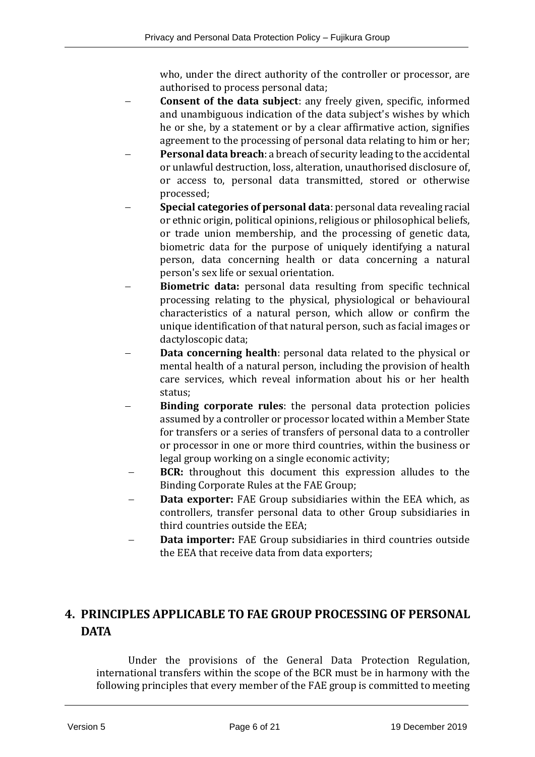who, under the direct authority of the controller or processor, are authorised to process personal data;

- **Consent of the data subject**: any freely given, specific, informed and unambiguous indication of the data subject's wishes by which he or she, by a statement or by a clear affirmative action, signifies agreement to the processing of personal data relating to him or her;
- **Personal data breach**: a breach of security leading to the accidental or unlawful destruction, loss, alteration, unauthorised disclosure of, or access to, personal data transmitted, stored or otherwise processed;
- **Special categories of personal data**: personal data revealing racial or ethnic origin, political opinions, religious or philosophical beliefs, or trade union membership, and the processing of genetic data, biometric data for the purpose of uniquely identifying a natural person, data concerning health or data concerning a natural person's sex life or sexual orientation.
- **Biometric data:** personal data resulting from specific technical processing relating to the physical, physiological or behavioural characteristics of a natural person, which allow or confirm the unique identification of that natural person, such as facial images or dactyloscopic data;
- **Data concerning health**: personal data related to the physical or mental health of a natural person, including the provision of health care services, which reveal information about his or her health status;
- **Binding corporate rules**: the personal data protection policies assumed by a controller or processor located within a Member State for transfers or a series of transfers of personal data to a controller or processor in one or more third countries, within the business or legal group working on a single economic activity;
- **BCR:** throughout this document this expression alludes to the Binding Corporate Rules at the FAE Group;
- **Data exporter:** FAE Group subsidiaries within the EEA which, as controllers, transfer personal data to other Group subsidiaries in third countries outside the EEA;
- **Data importer:** FAE Group subsidiaries in third countries outside the EEA that receive data from data exporters;

## 4. PRINCIPLES APPLICABLE TO FAE GROUP PROCESSING OF PERSONAL DATA

Under the provisions of the General Data Protection Regulation, international transfers within the scope of the BCR must be in harmony with the following principles that every member of the FAE group is committed to meeting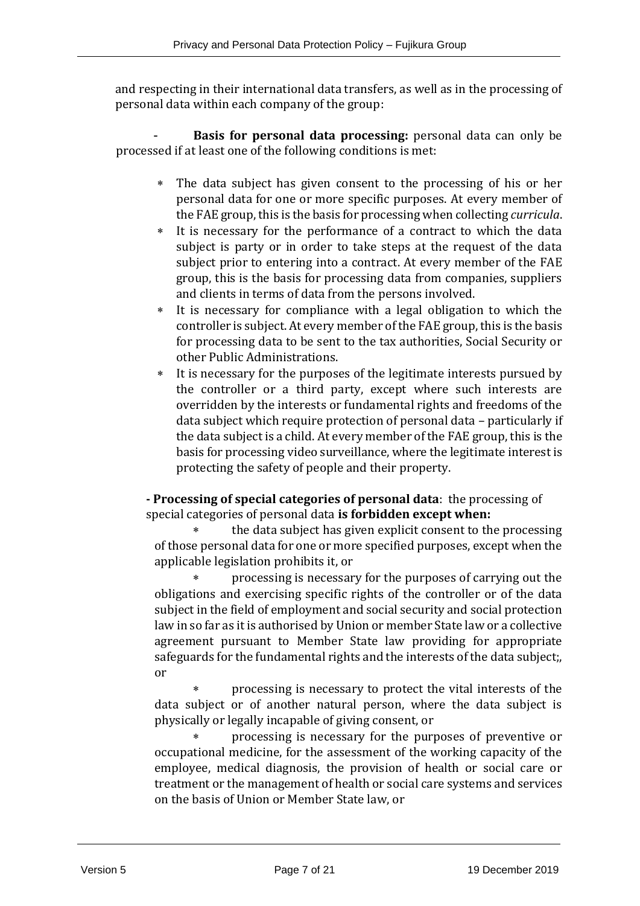and respecting in their international data transfers, as well as in the processing of personal data within each company of the group:

- **Basis for personal data processing:** personal data can only be processed if at least one of the following conditions is met:

  * The data subject has given consent to the processing of his or her personal data for one or more specific purposes. At every member of the FAE group, this is the basis for processing when collecting *curricula*.
  * It is necessary for the performance of a contract to which the data subject is party or in order to take steps at the request of the data subject prior to entering into a contract. At every member of the FAE group, this is the basis for processing data from companies, suppliers and clients in terms of data from the persons involved.
  * It is necessary for compliance with a legal obligation to which the controller is subject. At every member of the FAE group, this is the basis for processing data to be sent to the tax authorities, Social Security or other Public Administrations.
  * It is necessary for the purposes of the legitimate interests pursued by the controller or a third party, except where such interests are overridden by the interests or fundamental rights and freedoms of the data subject which require protection of personal data – particularly if the data subject is a child. At every member of the FAE group, this is the basis for processing video surveillance, where the legitimate interest is protecting the safety of people and their property.

- **Processing of special categories of personal data**: the processing of special categories of personal data **is forbidden except when:**

  * the data subject has given explicit consent to the processing of those personal data for one or more specified purposes, except when the applicable legislation prohibits it, or
  * processing is necessary for the purposes of carrying out the obligations and exercising specific rights of the controller or of the data subject in the field of employment and social security and social protection law in so far as it is authorised by Union or member State law or a collective agreement pursuant to Member State law providing for appropriate safeguards for the fundamental rights and the interests of the data subject;, or
  * processing is necessary to protect the vital interests of the data subject or of another natural person, where the data subject is physically or legally incapable of giving consent, or
  * processing is necessary for the purposes of preventive or occupational medicine, for the assessment of the working capacity of the employee, medical diagnosis, the provision of health or social care or treatment or the management of health or social care systems and services on the basis of Union or Member State law, or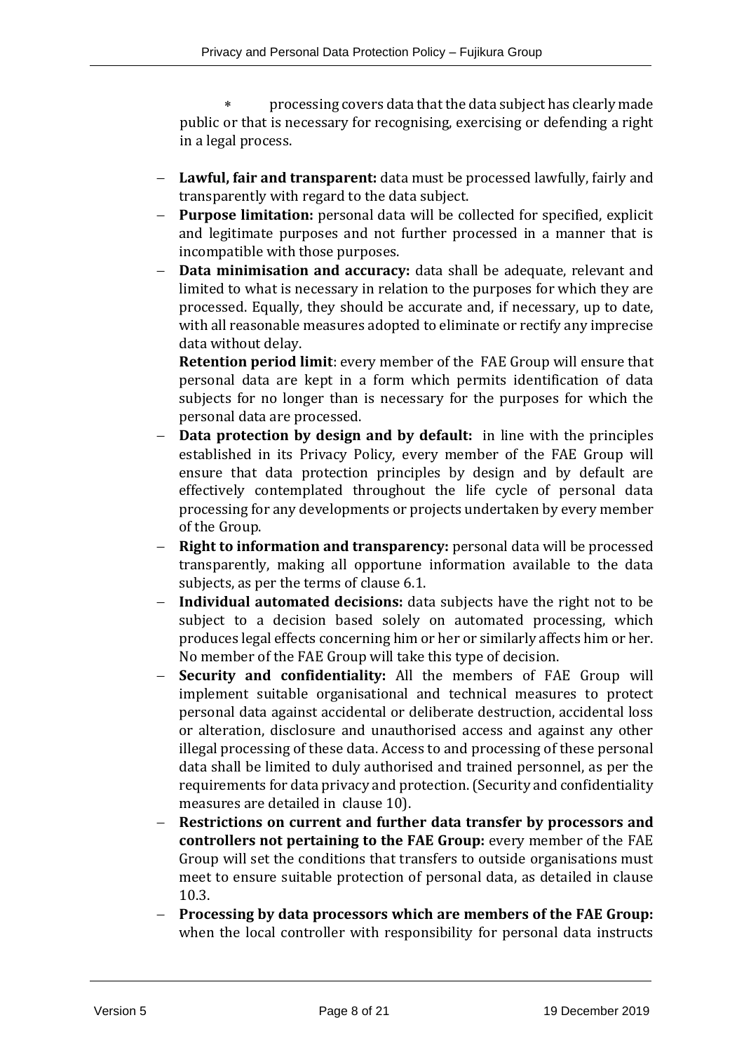* processing covers data that the data subject has clearly made public or that is necessary for recognising, exercising or defending a right in a legal process.

- **Lawful, fair and transparent:** data must be processed lawfully, fairly and transparently with regard to the data subject.
- **Purpose limitation:** personal data will be collected for specified, explicit and legitimate purposes and not further processed in a manner that is incompatible with those purposes.
- **Data minimisation and accuracy:** data shall be adequate, relevant and limited to what is necessary in relation to the purposes for which they are processed. Equally, they should be accurate and, if necessary, up to date, with all reasonable measures adopted to eliminate or rectify any imprecise data without delay.

  **Retention period limit**: every member of the FAE Group will ensure that personal data are kept in a form which permits identification of data subjects for no longer than is necessary for the purposes for which the personal data are processed.
- **Data protection by design and by default:** in line with the principles established in its Privacy Policy, every member of the FAE Group will ensure that data protection principles by design and by default are effectively contemplated throughout the life cycle of personal data processing for any developments or projects undertaken by every member of the Group.
- **Right to information and transparency:** personal data will be processed transparently, making all opportune information available to the data subjects, as per the terms of clause 6.1.
- **Individual automated decisions:** data subjects have the right not to be subject to a decision based solely on automated processing, which produces legal effects concerning him or her or similarly affects him or her. No member of the FAE Group will take this type of decision.
- **Security and confidentiality:** All the members of FAE Group will implement suitable organisational and technical measures to protect personal data against accidental or deliberate destruction, accidental loss or alteration, disclosure and unauthorised access and against any other illegal processing of these data. Access to and processing of these personal data shall be limited to duly authorised and trained personnel, as per the requirements for data privacy and protection. (Security and confidentiality measures are detailed in clause 10).
- **Restrictions on current and further data transfer by processors and controllers not pertaining to the FAE Group:** every member of the FAE Group will set the conditions that transfers to outside organisations must meet to ensure suitable protection of personal data, as detailed in clause 10.3.
- **Processing by data processors which are members of the FAE Group:** when the local controller with responsibility for personal data instructs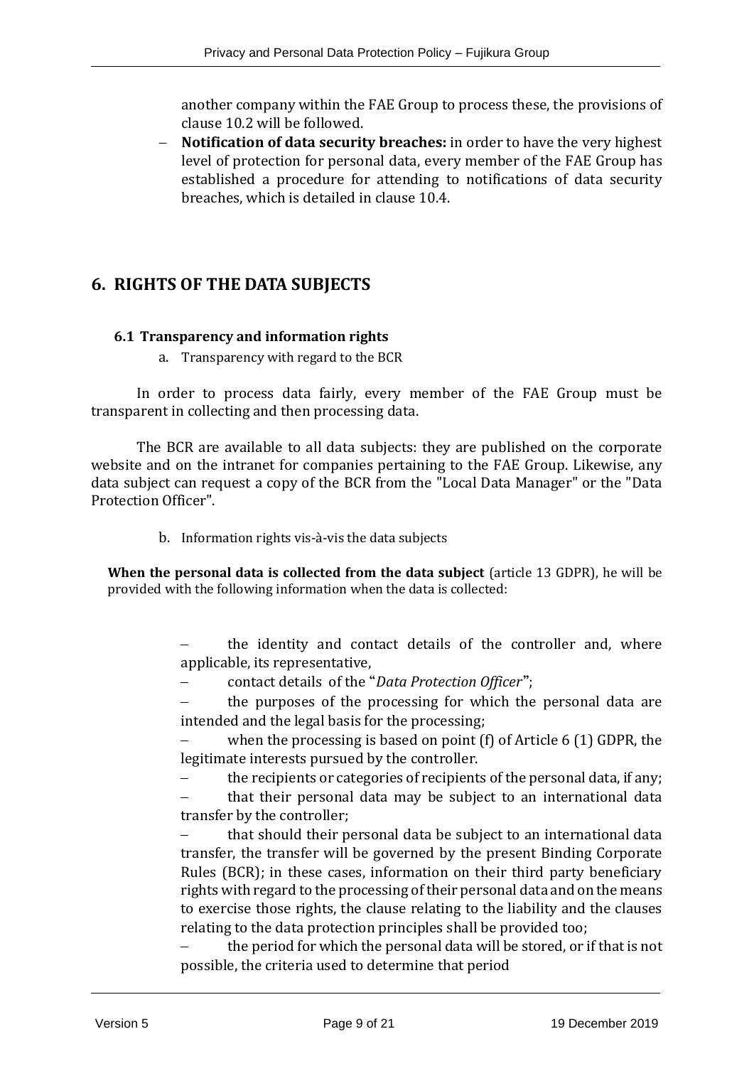another company within the FAE Group to process these, the provisions of clause 10.2 will be followed.

- **Notification of data security breaches:** in order to have the very highest level of protection for personal data, every member of the FAE Group has established a procedure for attending to notifications of data security breaches, which is detailed in clause 10.4.

## 6. RIGHTS OF THE DATA SUBJECTS

### 6.1 Transparency and information rights

a. Transparency with regard to the BCR

In order to process data fairly, every member of the FAE Group must be transparent in collecting and then processing data.

The BCR are available to all data subjects: they are published on the corporate website and on the intranet for companies pertaining to the FAE Group. Likewise, any data subject can request a copy of the BCR from the "Local Data Manager" or the "Data Protection Officer".

b. Information rights vis-à-vis the data subjects

**When the personal data is collected from the data subject** (article 13 GDPR), he will be provided with the following information when the data is collected:

- the identity and contact details of the controller and, where applicable, its representative,
- contact details of the "*Data Protection Officer*";
- the purposes of the processing for which the personal data are intended and the legal basis for the processing;
- when the processing is based on point (f) of Article 6 (1) GDPR, the legitimate interests pursued by the controller.
- the recipients or categories of recipients of the personal data, if any;
- that their personal data may be subject to an international data transfer by the controller;
- that should their personal data be subject to an international data transfer, the transfer will be governed by the present Binding Corporate Rules (BCR); in these cases, information on their third party beneficiary rights with regard to the processing of their personal data and on the means to exercise those rights, the clause relating to the liability and the clauses relating to the data protection principles shall be provided too;
- the period for which the personal data will be stored, or if that is not possible, the criteria used to determine that period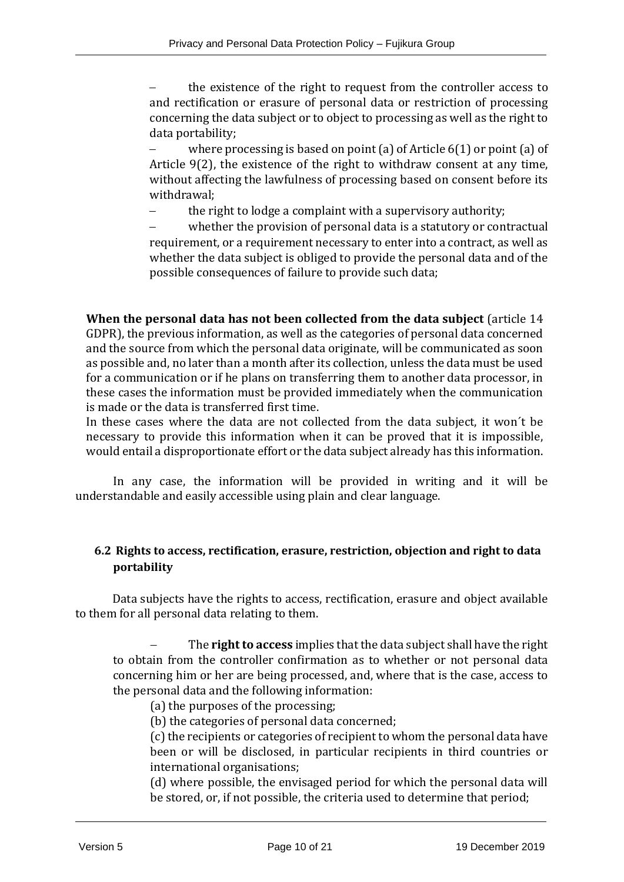- the existence of the right to request from the controller access to and rectification or erasure of personal data or restriction of processing concerning the data subject or to object to processing as well as the right to data portability;
- where processing is based on point (a) of Article 6(1) or point (a) of Article 9(2), the existence of the right to withdraw consent at any time, without affecting the lawfulness of processing based on consent before its withdrawal;
- the right to lodge a complaint with a supervisory authority;
- whether the provision of personal data is a statutory or contractual requirement, or a requirement necessary to enter into a contract, as well as whether the data subject is obliged to provide the personal data and of the possible consequences of failure to provide such data;

**When the personal data has not been collected from the data subject** (article 14 GDPR), the previous information, as well as the categories of personal data concerned and the source from which the personal data originate, will be communicated as soon as possible and, no later than a month after its collection, unless the data must be used for a communication or if he plans on transferring them to another data processor, in these cases the information must be provided immediately when the communication is made or the data is transferred first time.

In these cases where the data are not collected from the data subject, it won´t be necessary to provide this information when it can be proved that it is impossible, would entail a disproportionate effort or the data subject already has this information.

In any case, the information will be provided in writing and it will be understandable and easily accessible using plain and clear language.

### 6.2 Rights to access, rectification, erasure, restriction, objection and right to data portability

Data subjects have the rights to access, rectification, erasure and object available to them for all personal data relating to them.

- The **right to access** implies that the data subject shall have the right to obtain from the controller confirmation as to whether or not personal data concerning him or her are being processed, and, where that is the case, access to the personal data and the following information:

  (a) the purposes of the processing;

  (b) the categories of personal data concerned;

  (c) the recipients or categories of recipient to whom the personal data have been or will be disclosed, in particular recipients in third countries or international organisations;

  (d) where possible, the envisaged period for which the personal data will be stored, or, if not possible, the criteria used to determine that period;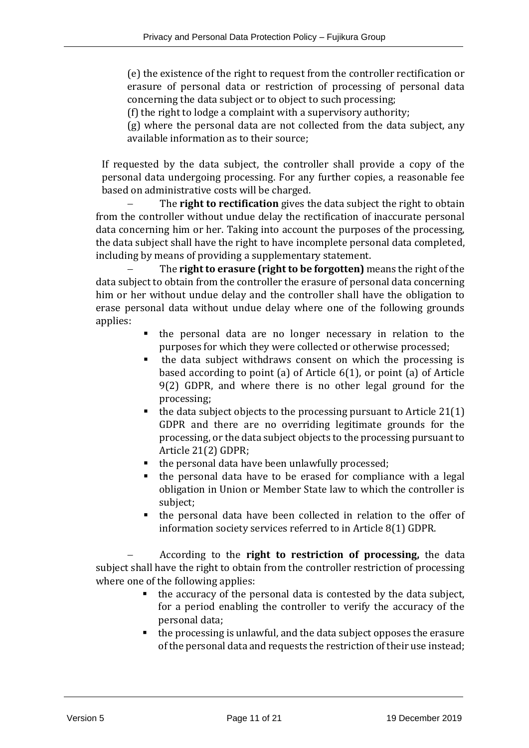(e) the existence of the right to request from the controller rectification or erasure of personal data or restriction of processing of personal data concerning the data subject or to object to such processing;

(f) the right to lodge a complaint with a supervisory authority;

(g) where the personal data are not collected from the data subject, any available information as to their source;

If requested by the data subject, the controller shall provide a copy of the personal data undergoing processing. For any further copies, a reasonable fee based on administrative costs will be charged.

– The **right to rectification** gives the data subject the right to obtain from the controller without undue delay the rectification of inaccurate personal data concerning him or her. Taking into account the purposes of the processing, the data subject shall have the right to have incomplete personal data completed, including by means of providing a supplementary statement.

– The **right to erasure (right to be forgotten)** means the right of the data subject to obtain from the controller the erasure of personal data concerning him or her without undue delay and the controller shall have the obligation to erase personal data without undue delay where one of the following grounds applies:

- the personal data are no longer necessary in relation to the purposes for which they were collected or otherwise processed;
- the data subject withdraws consent on which the processing is based according to point (a) of Article 6(1), or point (a) of Article 9(2) GDPR, and where there is no other legal ground for the processing;
- the data subject objects to the processing pursuant to Article 21(1) GDPR and there are no overriding legitimate grounds for the processing, or the data subject objects to the processing pursuant to Article 21(2) GDPR;
- the personal data have been unlawfully processed;
- the personal data have to be erased for compliance with a legal obligation in Union or Member State law to which the controller is subject;
- the personal data have been collected in relation to the offer of information society services referred to in Article 8(1) GDPR.

– According to the **right to restriction of processing,** the data subject shall have the right to obtain from the controller restriction of processing where one of the following applies:

- the accuracy of the personal data is contested by the data subject, for a period enabling the controller to verify the accuracy of the personal data;
- the processing is unlawful, and the data subject opposes the erasure of the personal data and requests the restriction of their use instead;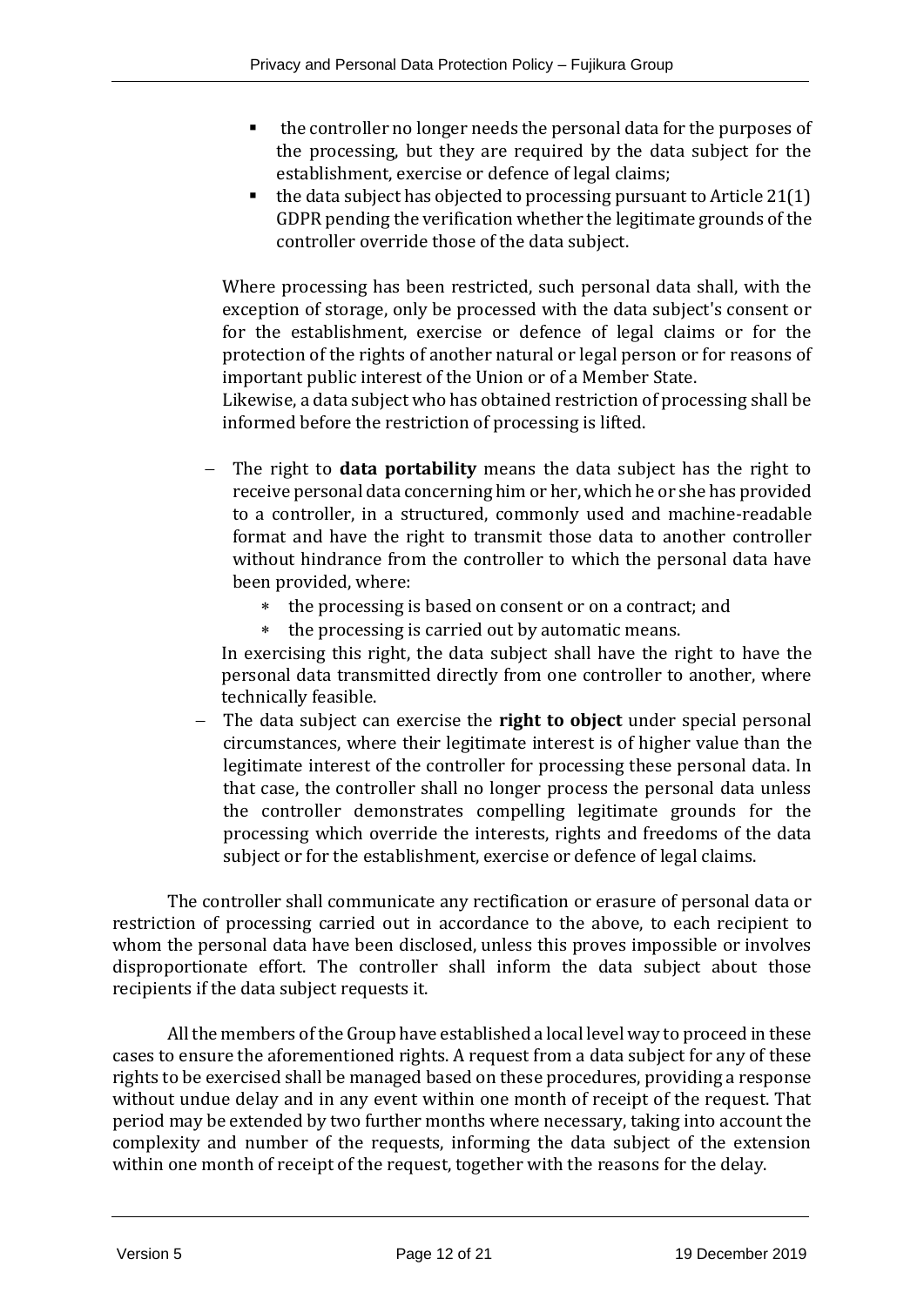- the controller no longer needs the personal data for the purposes of the processing, but they are required by the data subject for the establishment, exercise or defence of legal claims;
  - the data subject has objected to processing pursuant to Article 21(1) GDPR pending the verification whether the legitimate grounds of the controller override those of the data subject.

  Where processing has been restricted, such personal data shall, with the exception of storage, only be processed with the data subject's consent or for the establishment, exercise or defence of legal claims or for the protection of the rights of another natural or legal person or for reasons of important public interest of the Union or of a Member State.
  Likewise, a data subject who has obtained restriction of processing shall be informed before the restriction of processing is lifted.

- The right to **data portability** means the data subject has the right to receive personal data concerning him or her, which he or she has provided to a controller, in a structured, commonly used and machine-readable format and have the right to transmit those data to another controller without hindrance from the controller to which the personal data have been provided, where:
  - the processing is based on consent or on a contract; and
  - the processing is carried out by automatic means.

  In exercising this right, the data subject shall have the right to have the personal data transmitted directly from one controller to another, where technically feasible.
- The data subject can exercise the **right to object** under special personal circumstances, where their legitimate interest is of higher value than the legitimate interest of the controller for processing these personal data. In that case, the controller shall no longer process the personal data unless the controller demonstrates compelling legitimate grounds for the processing which override the interests, rights and freedoms of the data subject or for the establishment, exercise or defence of legal claims.

The controller shall communicate any rectification or erasure of personal data or restriction of processing carried out in accordance to the above, to each recipient to whom the personal data have been disclosed, unless this proves impossible or involves disproportionate effort. The controller shall inform the data subject about those recipients if the data subject requests it.

All the members of the Group have established a local level way to proceed in these cases to ensure the aforementioned rights. A request from a data subject for any of these rights to be exercised shall be managed based on these procedures, providing a response without undue delay and in any event within one month of receipt of the request. That period may be extended by two further months where necessary, taking into account the complexity and number of the requests, informing the data subject of the extension within one month of receipt of the request, together with the reasons for the delay.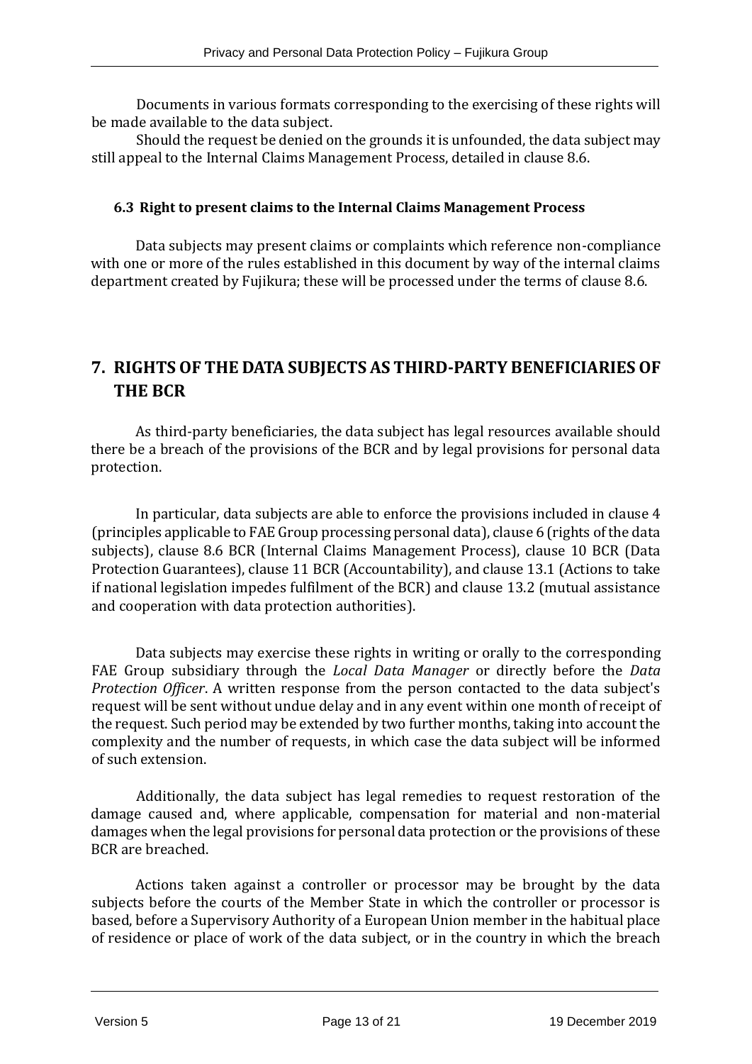Documents in various formats corresponding to the exercising of these rights will be made available to the data subject.

Should the request be denied on the grounds it is unfounded, the data subject may still appeal to the Internal Claims Management Process, detailed in clause 8.6.

### 6.3 Right to present claims to the Internal Claims Management Process

Data subjects may present claims or complaints which reference non-compliance with one or more of the rules established in this document by way of the internal claims department created by Fujikura; these will be processed under the terms of clause 8.6.

## 7. RIGHTS OF THE DATA SUBJECTS AS THIRD-PARTY BENEFICIARIES OF THE BCR

As third-party beneficiaries, the data subject has legal resources available should there be a breach of the provisions of the BCR and by legal provisions for personal data protection.

In particular, data subjects are able to enforce the provisions included in clause 4 (principles applicable to FAE Group processing personal data), clause 6 (rights of the data subjects), clause 8.6 BCR (Internal Claims Management Process), clause 10 BCR (Data Protection Guarantees), clause 11 BCR (Accountability), and clause 13.1 (Actions to take if national legislation impedes fulfilment of the BCR) and clause 13.2 (mutual assistance and cooperation with data protection authorities).

Data subjects may exercise these rights in writing or orally to the corresponding FAE Group subsidiary through the *Local Data Manager* or directly before the *Data Protection Officer*. A written response from the person contacted to the data subject's request will be sent without undue delay and in any event within one month of receipt of the request. Such period may be extended by two further months, taking into account the complexity and the number of requests, in which case the data subject will be informed of such extension.

Additionally, the data subject has legal remedies to request restoration of the damage caused and, where applicable, compensation for material and non-material damages when the legal provisions for personal data protection or the provisions of these BCR are breached.

Actions taken against a controller or processor may be brought by the data subjects before the courts of the Member State in which the controller or processor is based, before a Supervisory Authority of a European Union member in the habitual place of residence or place of work of the data subject, or in the country in which the breach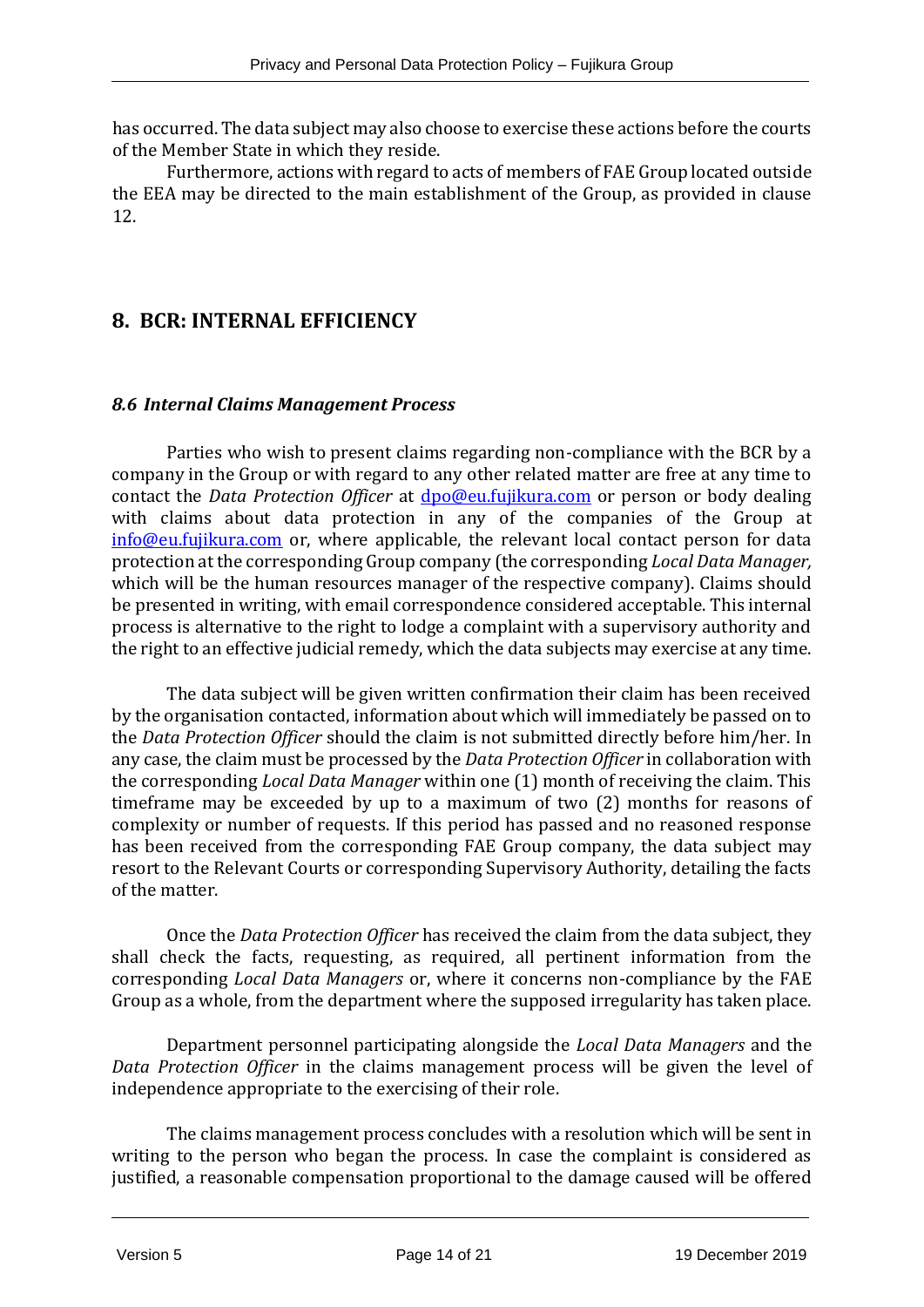has occurred. The data subject may also choose to exercise these actions before the courts of the Member State in which they reside.

Furthermore, actions with regard to acts of members of FAE Group located outside the EEA may be directed to the main establishment of the Group, as provided in clause 12.

## 8. BCR: INTERNAL EFFICIENCY

### *8.6 Internal Claims Management Process*

Parties who wish to present claims regarding non-compliance with the BCR by a company in the Group or with regard to any other related matter are free at any time to contact the *Data Protection Officer* at dpo@eu.fujikura.com or person or body dealing with claims about data protection in any of the companies of the Group at info@eu.fujikura.com or, where applicable, the relevant local contact person for data protection at the corresponding Group company (the corresponding *Local Data Manager,* which will be the human resources manager of the respective company). Claims should be presented in writing, with email correspondence considered acceptable. This internal process is alternative to the right to lodge a complaint with a supervisory authority and the right to an effective judicial remedy, which the data subjects may exercise at any time.

The data subject will be given written confirmation their claim has been received by the organisation contacted, information about which will immediately be passed on to the *Data Protection Officer* should the claim is not submitted directly before him/her. In any case, the claim must be processed by the *Data Protection Officer* in collaboration with the corresponding *Local Data Manager* within one (1) month of receiving the claim. This timeframe may be exceeded by up to a maximum of two (2) months for reasons of complexity or number of requests. If this period has passed and no reasoned response has been received from the corresponding FAE Group company, the data subject may resort to the Relevant Courts or corresponding Supervisory Authority, detailing the facts of the matter.

Once the *Data Protection Officer* has received the claim from the data subject, they shall check the facts, requesting, as required, all pertinent information from the corresponding *Local Data Managers* or, where it concerns non-compliance by the FAE Group as a whole, from the department where the supposed irregularity has taken place.

Department personnel participating alongside the *Local Data Managers* and the *Data Protection Officer* in the claims management process will be given the level of independence appropriate to the exercising of their role.

The claims management process concludes with a resolution which will be sent in writing to the person who began the process. In case the complaint is considered as justified, a reasonable compensation proportional to the damage caused will be offered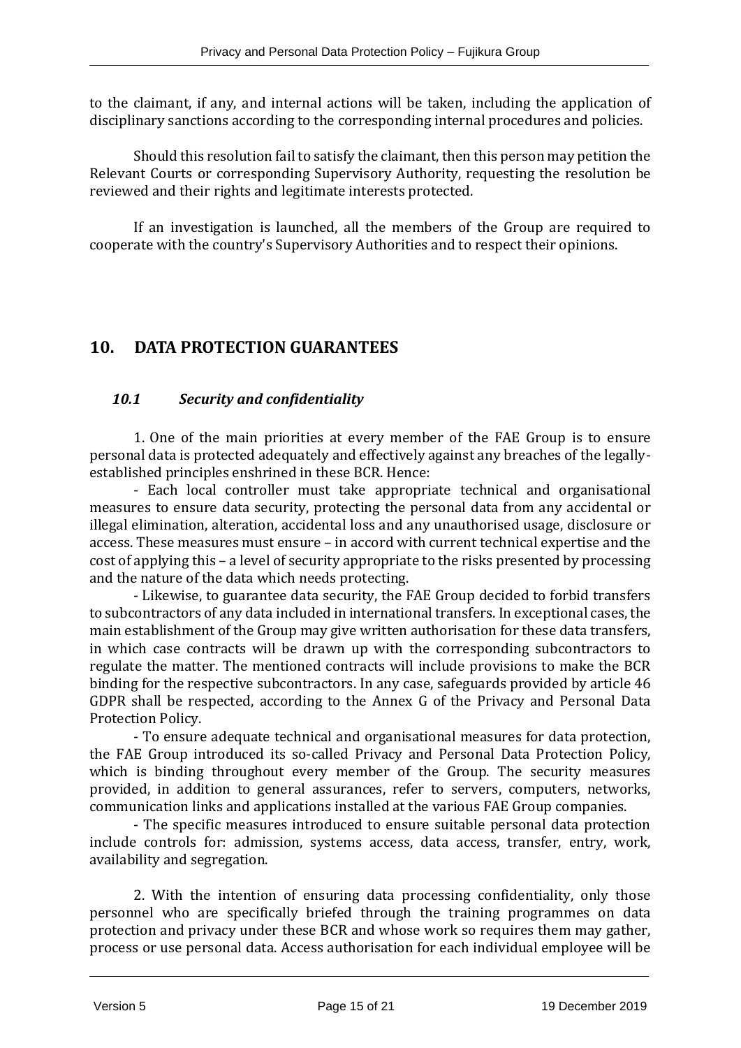to the claimant, if any, and internal actions will be taken, including the application of disciplinary sanctions according to the corresponding internal procedures and policies.

Should this resolution fail to satisfy the claimant, then this person may petition the Relevant Courts or corresponding Supervisory Authority, requesting the resolution be reviewed and their rights and legitimate interests protected.

If an investigation is launched, all the members of the Group are required to cooperate with the country's Supervisory Authorities and to respect their opinions.

## 10. DATA PROTECTION GUARANTEES

### *10.1 Security and confidentiality*

1. One of the main priorities at every member of the FAE Group is to ensure personal data is protected adequately and effectively against any breaches of the legally-established principles enshrined in these BCR. Hence:

- Each local controller must take appropriate technical and organisational measures to ensure data security, protecting the personal data from any accidental or illegal elimination, alteration, accidental loss and any unauthorised usage, disclosure or access. These measures must ensure – in accord with current technical expertise and the cost of applying this – a level of security appropriate to the risks presented by processing and the nature of the data which needs protecting.
- Likewise, to guarantee data security, the FAE Group decided to forbid transfers to subcontractors of any data included in international transfers. In exceptional cases, the main establishment of the Group may give written authorisation for these data transfers, in which case contracts will be drawn up with the corresponding subcontractors to regulate the matter. The mentioned contracts will include provisions to make the BCR binding for the respective subcontractors. In any case, safeguards provided by article 46 GDPR shall be respected, according to the Annex G of the Privacy and Personal Data Protection Policy.
- To ensure adequate technical and organisational measures for data protection, the FAE Group introduced its so-called Privacy and Personal Data Protection Policy, which is binding throughout every member of the Group. The security measures provided, in addition to general assurances, refer to servers, computers, networks, communication links and applications installed at the various FAE Group companies.
- The specific measures introduced to ensure suitable personal data protection include controls for: admission, systems access, data access, transfer, entry, work, availability and segregation.

2. With the intention of ensuring data processing confidentiality, only those personnel who are specifically briefed through the training programmes on data protection and privacy under these BCR and whose work so requires them may gather, process or use personal data. Access authorisation for each individual employee will be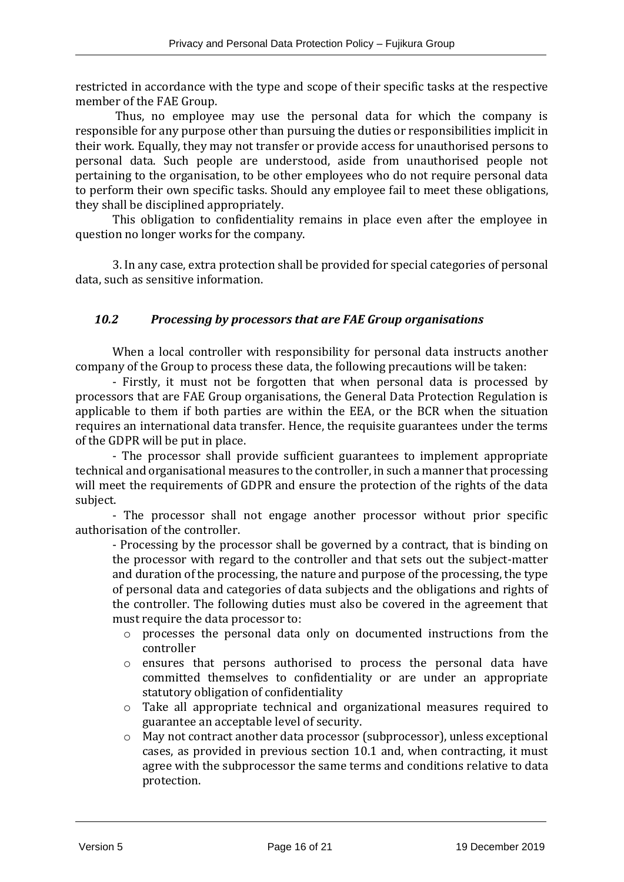restricted in accordance with the type and scope of their specific tasks at the respective member of the FAE Group.

Thus, no employee may use the personal data for which the company is responsible for any purpose other than pursuing the duties or responsibilities implicit in their work. Equally, they may not transfer or provide access for unauthorised persons to personal data. Such people are understood, aside from unauthorised people not pertaining to the organisation, to be other employees who do not require personal data to perform their own specific tasks. Should any employee fail to meet these obligations, they shall be disciplined appropriately.

This obligation to confidentiality remains in place even after the employee in question no longer works for the company.

3. In any case, extra protection shall be provided for special categories of personal data, such as sensitive information.

### *10.2 Processing by processors that are FAE Group organisations*

When a local controller with responsibility for personal data instructs another company of the Group to process these data, the following precautions will be taken:

- Firstly, it must not be forgotten that when personal data is processed by processors that are FAE Group organisations, the General Data Protection Regulation is applicable to them if both parties are within the EEA, or the BCR when the situation requires an international data transfer. Hence, the requisite guarantees under the terms of the GDPR will be put in place.

- The processor shall provide sufficient guarantees to implement appropriate technical and organisational measures to the controller, in such a manner that processing will meet the requirements of GDPR and ensure the protection of the rights of the data subject.

- The processor shall not engage another processor without prior specific authorisation of the controller.

- Processing by the processor shall be governed by a contract, that is binding on the processor with regard to the controller and that sets out the subject-matter and duration of the processing, the nature and purpose of the processing, the type of personal data and categories of data subjects and the obligations and rights of the controller. The following duties must also be covered in the agreement that must require the data processor to:
  - processes the personal data only on documented instructions from the controller
  - ensures that persons authorised to process the personal data have committed themselves to confidentiality or are under an appropriate statutory obligation of confidentiality
  - Take all appropriate technical and organizational measures required to guarantee an acceptable level of security.
  - May not contract another data processor (subprocessor), unless exceptional cases, as provided in previous section 10.1 and, when contracting, it must agree with the subprocessor the same terms and conditions relative to data protection.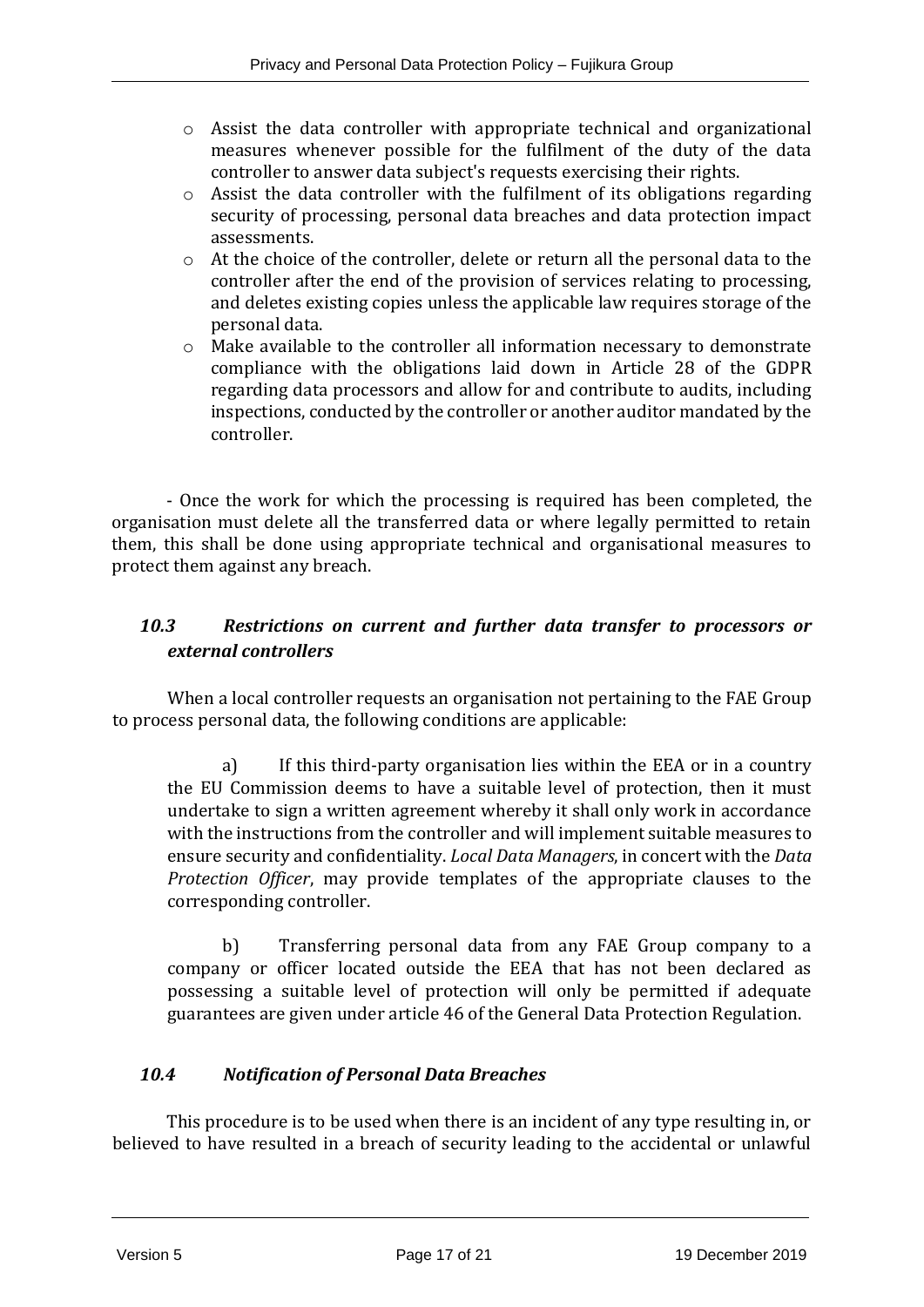- Assist the data controller with appropriate technical and organizational measures whenever possible for the fulfilment of the duty of the data controller to answer data subject's requests exercising their rights.
- Assist the data controller with the fulfilment of its obligations regarding security of processing, personal data breaches and data protection impact assessments.
- At the choice of the controller, delete or return all the personal data to the controller after the end of the provision of services relating to processing, and deletes existing copies unless the applicable law requires storage of the personal data.
- Make available to the controller all information necessary to demonstrate compliance with the obligations laid down in Article 28 of the GDPR regarding data processors and allow for and contribute to audits, including inspections, conducted by the controller or another auditor mandated by the controller.

- Once the work for which the processing is required has been completed, the organisation must delete all the transferred data or where legally permitted to retain them, this shall be done using appropriate technical and organisational measures to protect them against any breach.

### *10.3 Restrictions on current and further data transfer to processors or external controllers*

When a local controller requests an organisation not pertaining to the FAE Group to process personal data, the following conditions are applicable:

a) If this third-party organisation lies within the EEA or in a country the EU Commission deems to have a suitable level of protection, then it must undertake to sign a written agreement whereby it shall only work in accordance with the instructions from the controller and will implement suitable measures to ensure security and confidentiality. *Local Data Managers*, in concert with the *Data Protection Officer*, may provide templates of the appropriate clauses to the corresponding controller.

b) Transferring personal data from any FAE Group company to a company or officer located outside the EEA that has not been declared as possessing a suitable level of protection will only be permitted if adequate guarantees are given under article 46 of the General Data Protection Regulation.

### *10.4 Notification of Personal Data Breaches*

This procedure is to be used when there is an incident of any type resulting in, or believed to have resulted in a breach of security leading to the accidental or unlawful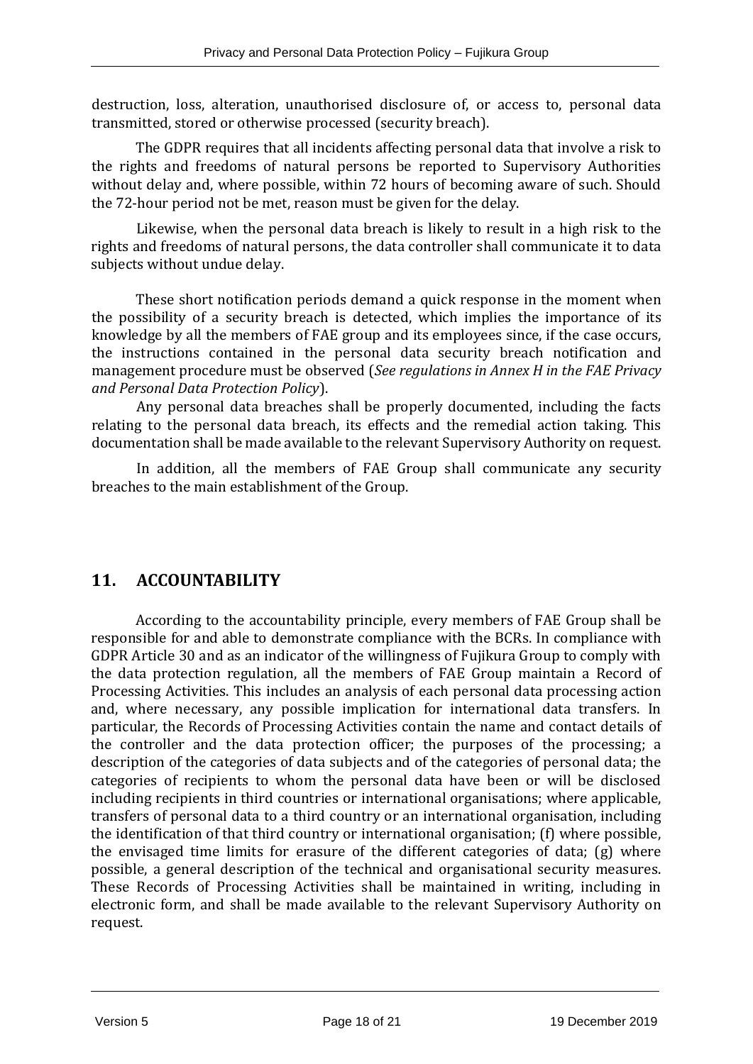destruction, loss, alteration, unauthorised disclosure of, or access to, personal data transmitted, stored or otherwise processed (security breach).

The GDPR requires that all incidents affecting personal data that involve a risk to the rights and freedoms of natural persons be reported to Supervisory Authorities without delay and, where possible, within 72 hours of becoming aware of such. Should the 72-hour period not be met, reason must be given for the delay.

Likewise, when the personal data breach is likely to result in a high risk to the rights and freedoms of natural persons, the data controller shall communicate it to data subjects without undue delay.

These short notification periods demand a quick response in the moment when the possibility of a security breach is detected, which implies the importance of its knowledge by all the members of FAE group and its employees since, if the case occurs, the instructions contained in the personal data security breach notification and management procedure must be observed (*See regulations in Annex H in the FAE Privacy and Personal Data Protection Policy*).

Any personal data breaches shall be properly documented, including the facts relating to the personal data breach, its effects and the remedial action taking. This documentation shall be made available to the relevant Supervisory Authority on request.

In addition, all the members of FAE Group shall communicate any security breaches to the main establishment of the Group.

## 11. ACCOUNTABILITY

According to the accountability principle, every members of FAE Group shall be responsible for and able to demonstrate compliance with the BCRs. In compliance with GDPR Article 30 and as an indicator of the willingness of Fujikura Group to comply with the data protection regulation, all the members of FAE Group maintain a Record of Processing Activities. This includes an analysis of each personal data processing action and, where necessary, any possible implication for international data transfers. In particular, the Records of Processing Activities contain the name and contact details of the controller and the data protection officer; the purposes of the processing; a description of the categories of data subjects and of the categories of personal data; the categories of recipients to whom the personal data have been or will be disclosed including recipients in third countries or international organisations; where applicable, transfers of personal data to a third country or an international organisation, including the identification of that third country or international organisation; (f) where possible, the envisaged time limits for erasure of the different categories of data; (g) where possible, a general description of the technical and organisational security measures. These Records of Processing Activities shall be maintained in writing, including in electronic form, and shall be made available to the relevant Supervisory Authority on request.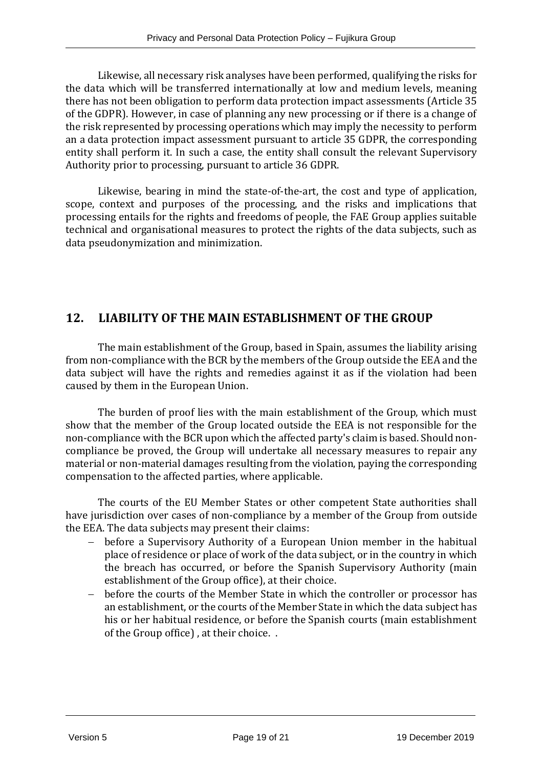Likewise, all necessary risk analyses have been performed, qualifying the risks for the data which will be transferred internationally at low and medium levels, meaning there has not been obligation to perform data protection impact assessments (Article 35 of the GDPR). However, in case of planning any new processing or if there is a change of the risk represented by processing operations which may imply the necessity to perform an a data protection impact assessment pursuant to article 35 GDPR, the corresponding entity shall perform it. In such a case, the entity shall consult the relevant Supervisory Authority prior to processing, pursuant to article 36 GDPR.

Likewise, bearing in mind the state-of-the-art, the cost and type of application, scope, context and purposes of the processing, and the risks and implications that processing entails for the rights and freedoms of people, the FAE Group applies suitable technical and organisational measures to protect the rights of the data subjects, such as data pseudonymization and minimization.

## 12. LIABILITY OF THE MAIN ESTABLISHMENT OF THE GROUP

The main establishment of the Group, based in Spain, assumes the liability arising from non-compliance with the BCR by the members of the Group outside the EEA and the data subject will have the rights and remedies against it as if the violation had been caused by them in the European Union.

The burden of proof lies with the main establishment of the Group, which must show that the member of the Group located outside the EEA is not responsible for the non-compliance with the BCR upon which the affected party's claim is based. Should non-compliance be proved, the Group will undertake all necessary measures to repair any material or non-material damages resulting from the violation, paying the corresponding compensation to the affected parties, where applicable.

The courts of the EU Member States or other competent State authorities shall have jurisdiction over cases of non-compliance by a member of the Group from outside the EEA. The data subjects may present their claims:

- before a Supervisory Authority of a European Union member in the habitual place of residence or place of work of the data subject, or in the country in which the breach has occurred, or before the Spanish Supervisory Authority (main establishment of the Group office), at their choice.
- before the courts of the Member State in which the controller or processor has an establishment, or the courts of the Member State in which the data subject has his or her habitual residence, or before the Spanish courts (main establishment of the Group office) , at their choice. .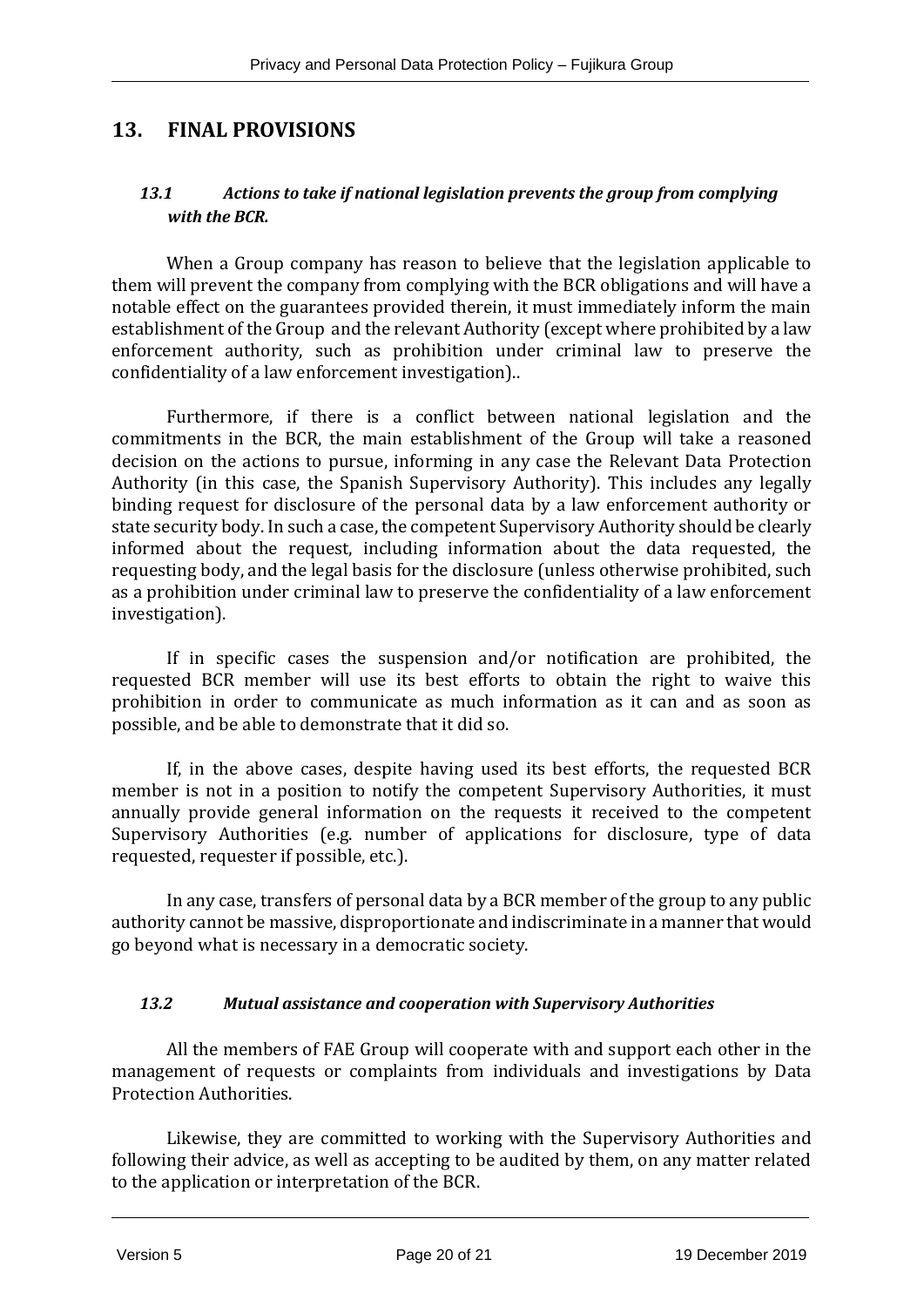## 13. FINAL PROVISIONS

### *13.1 Actions to take if national legislation prevents the group from complying with the BCR.*

When a Group company has reason to believe that the legislation applicable to them will prevent the company from complying with the BCR obligations and will have a notable effect on the guarantees provided therein, it must immediately inform the main establishment of the Group and the relevant Authority (except where prohibited by a law enforcement authority, such as prohibition under criminal law to preserve the confidentiality of a law enforcement investigation)..

Furthermore, if there is a conflict between national legislation and the commitments in the BCR, the main establishment of the Group will take a reasoned decision on the actions to pursue, informing in any case the Relevant Data Protection Authority (in this case, the Spanish Supervisory Authority). This includes any legally binding request for disclosure of the personal data by a law enforcement authority or state security body. In such a case, the competent Supervisory Authority should be clearly informed about the request, including information about the data requested, the requesting body, and the legal basis for the disclosure (unless otherwise prohibited, such as a prohibition under criminal law to preserve the confidentiality of a law enforcement investigation).

If in specific cases the suspension and/or notification are prohibited, the requested BCR member will use its best efforts to obtain the right to waive this prohibition in order to communicate as much information as it can and as soon as possible, and be able to demonstrate that it did so.

If, in the above cases, despite having used its best efforts, the requested BCR member is not in a position to notify the competent Supervisory Authorities, it must annually provide general information on the requests it received to the competent Supervisory Authorities (e.g. number of applications for disclosure, type of data requested, requester if possible, etc.).

In any case, transfers of personal data by a BCR member of the group to any public authority cannot be massive, disproportionate and indiscriminate in a manner that would go beyond what is necessary in a democratic society.

### *13.2 Mutual assistance and cooperation with Supervisory Authorities*

All the members of FAE Group will cooperate with and support each other in the management of requests or complaints from individuals and investigations by Data Protection Authorities.

Likewise, they are committed to working with the Supervisory Authorities and following their advice, as well as accepting to be audited by them, on any matter related to the application or interpretation of the BCR.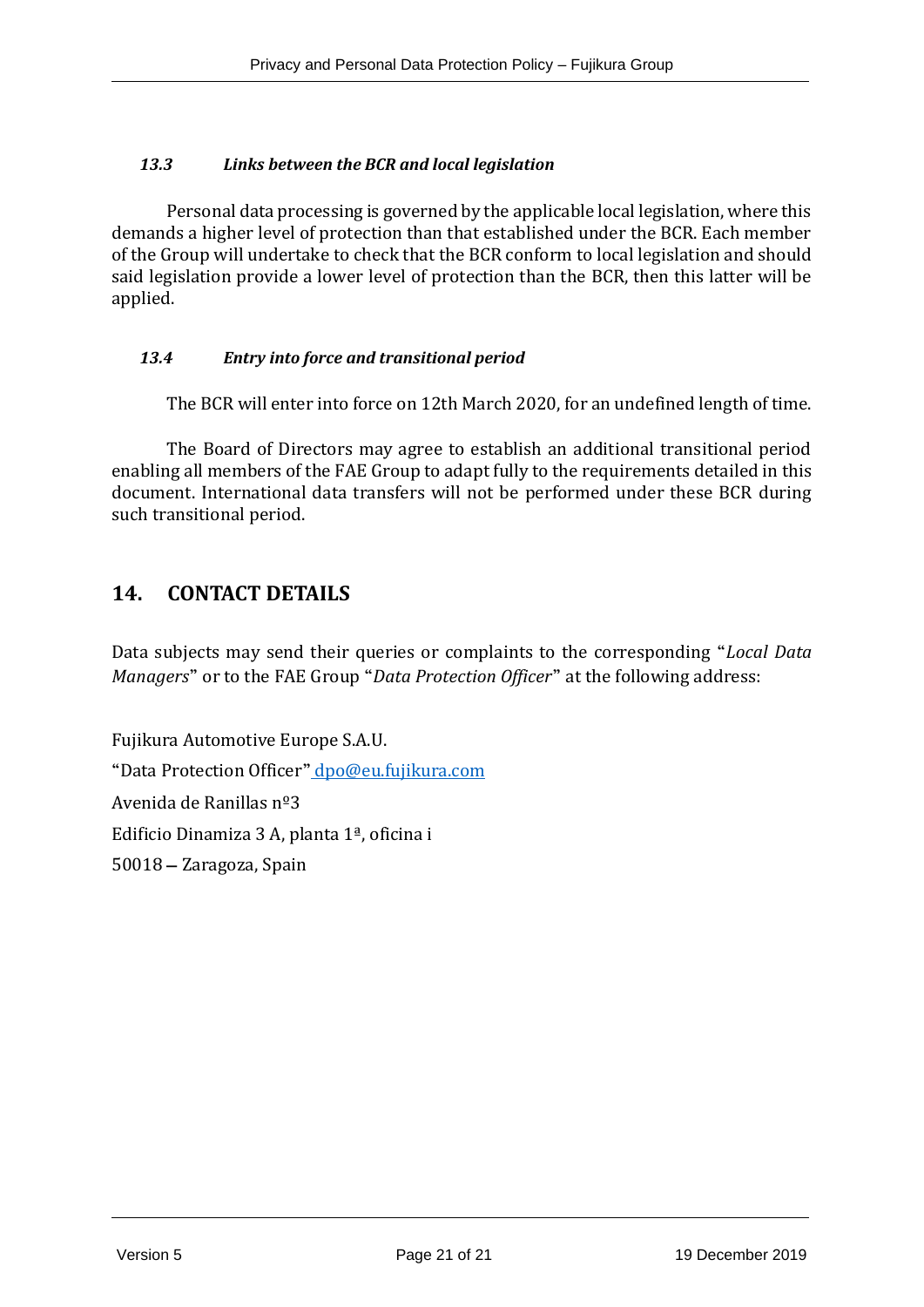### *13.3 Links between the BCR and local legislation*

Personal data processing is governed by the applicable local legislation, where this demands a higher level of protection than that established under the BCR. Each member of the Group will undertake to check that the BCR conform to local legislation and should said legislation provide a lower level of protection than the BCR, then this latter will be applied.

### *13.4 Entry into force and transitional period*

The BCR will enter into force on 12th March 2020, for an undefined length of time.

The Board of Directors may agree to establish an additional transitional period enabling all members of the FAE Group to adapt fully to the requirements detailed in this document. International data transfers will not be performed under these BCR during such transitional period.

## 14. CONTACT DETAILS

Data subjects may send their queries or complaints to the corresponding "*Local Data Managers*" or to the FAE Group "*Data Protection Officer*" at the following address:

Fujikura Automotive Europe S.A.U.

"Data Protection Officer" dpo@eu.fujikura.com

Avenida de Ranillas nº3

Edificio Dinamiza 3 A, planta 1ª, oficina i

50018 – Zaragoza, Spain